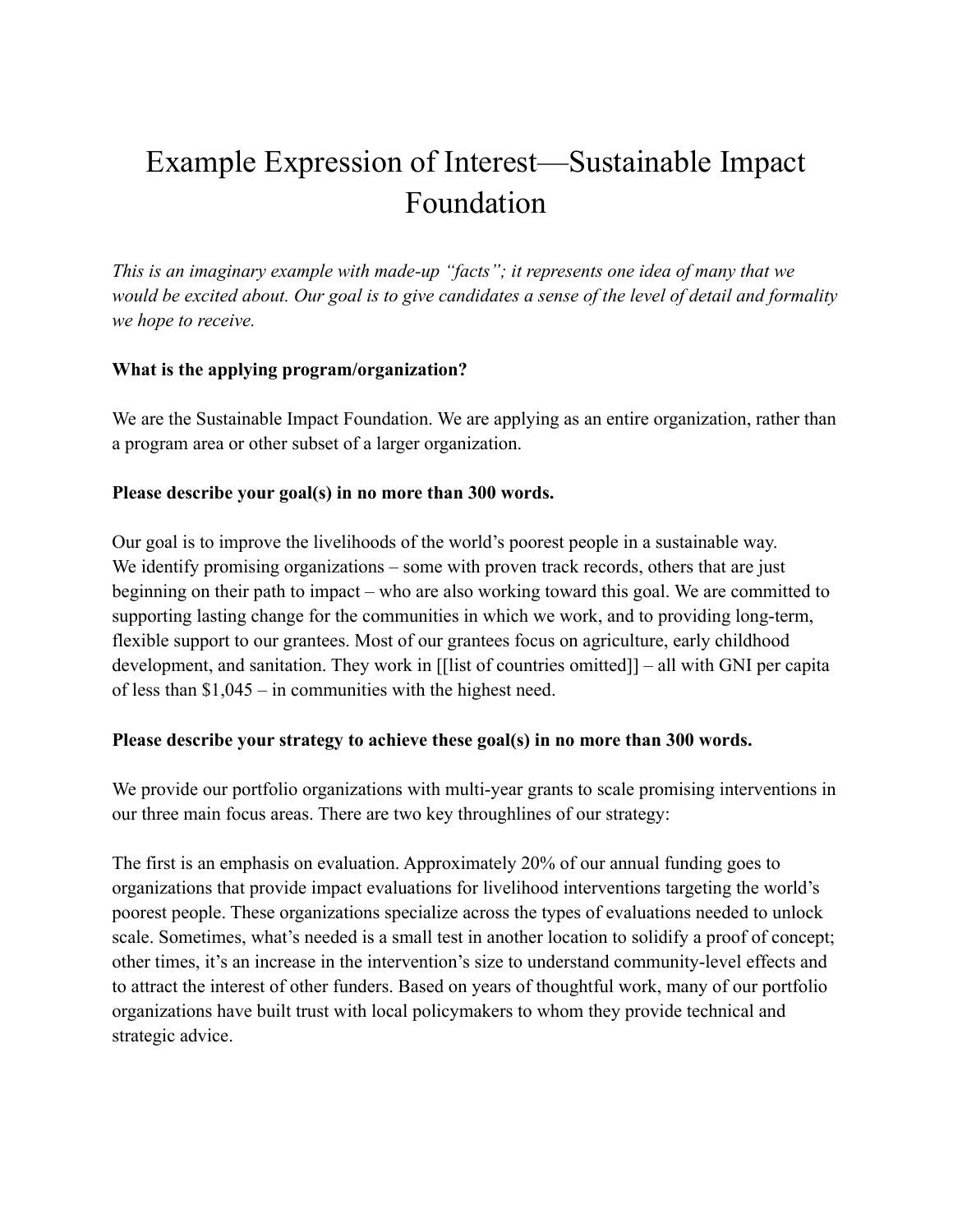# Example Expression of Interest—Sustainable Impact Foundation

*This is an imaginary example with made-up "facts"; it represents one idea of many that we would be excited about. Our goal is to give candidates a sense of the level of detail and formality we hope to receive.*

**What is the applying program/organization?**

We are the Sustainable Impact Foundation. We are applying as an entire organization, rather than a program area or other subset of a larger organization.

**Please describe your goal(s) in no more than 300 words.**

Our goal is to improve the livelihoods of the world's poorest people in a sustainable way. We identify promising organizations – some with proven track records, others that are just beginning on their path to impact – who are also working toward this goal. We are committed to supporting lasting change for the communities in which we work, and to providing long-term, flexible support to our grantees. Most of our grantees focus on agriculture, early childhood development, and sanitation. They work in [[list of countries omitted]] – all with GNI per capita of less than $1,045 – in communities with the highest need.

**Please describe your strategy to achieve these goal(s) in no more than 300 words.**

We provide our portfolio organizations with multi-year grants to scale promising interventions in our three main focus areas. There are two key throughlines of our strategy:

The first is an emphasis on evaluation. Approximately 20% of our annual funding goes to organizations that provide impact evaluations for livelihood interventions targeting the world's poorest people. These organizations specialize across the types of evaluations needed to unlock scale. Sometimes, what's needed is a small test in another location to solidify a proof of concept; other times, it's an increase in the intervention's size to understand community-level effects and to attract the interest of other funders. Based on years of thoughtful work, many of our portfolio organizations have built trust with local policymakers to whom they provide technical and strategic advice.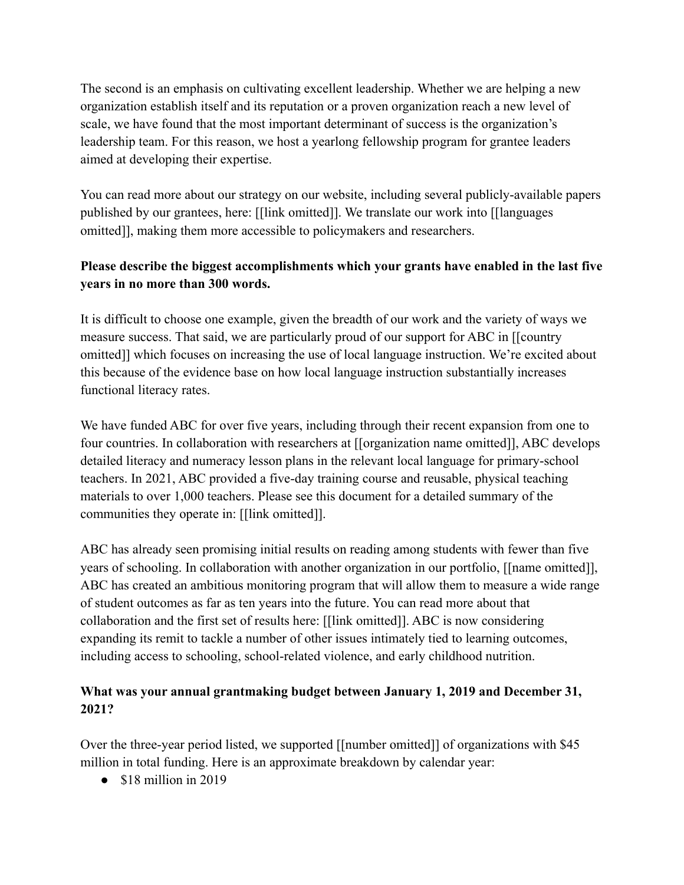The second is an emphasis on cultivating excellent leadership. Whether we are helping a new organization establish itself and its reputation or a proven organization reach a new level of scale, we have found that the most important determinant of success is the organization's leadership team. For this reason, we host a yearlong fellowship program for grantee leaders aimed at developing their expertise.

You can read more about our strategy on our website, including several publicly-available papers published by our grantees, here: [[link omitted]]. We translate our work into [[languages omitted]], making them more accessible to policymakers and researchers.

**Please describe the biggest accomplishments which your grants have enabled in the last five years in no more than 300 words.**

It is difficult to choose one example, given the breadth of our work and the variety of ways we measure success. That said, we are particularly proud of our support for ABC in [[country omitted]] which focuses on increasing the use of local language instruction. We're excited about this because of the evidence base on how local language instruction substantially increases functional literacy rates.

We have funded ABC for over five years, including through their recent expansion from one to four countries. In collaboration with researchers at [[organization name omitted]], ABC develops detailed literacy and numeracy lesson plans in the relevant local language for primary-school teachers. In 2021, ABC provided a five-day training course and reusable, physical teaching materials to over 1,000 teachers. Please see this document for a detailed summary of the communities they operate in: [[link omitted]].

ABC has already seen promising initial results on reading among students with fewer than five years of schooling. In collaboration with another organization in our portfolio, [[name omitted]], ABC has created an ambitious monitoring program that will allow them to measure a wide range of student outcomes as far as ten years into the future. You can read more about that collaboration and the first set of results here: [[link omitted]]. ABC is now considering expanding its remit to tackle a number of other issues intimately tied to learning outcomes, including access to schooling, school-related violence, and early childhood nutrition.

**What was your annual grantmaking budget between January 1, 2019 and December 31, 2021?**

Over the three-year period listed, we supported [[number omitted]] of organizations with $45 million in total funding. Here is an approximate breakdown by calendar year:

- $18 million in 2019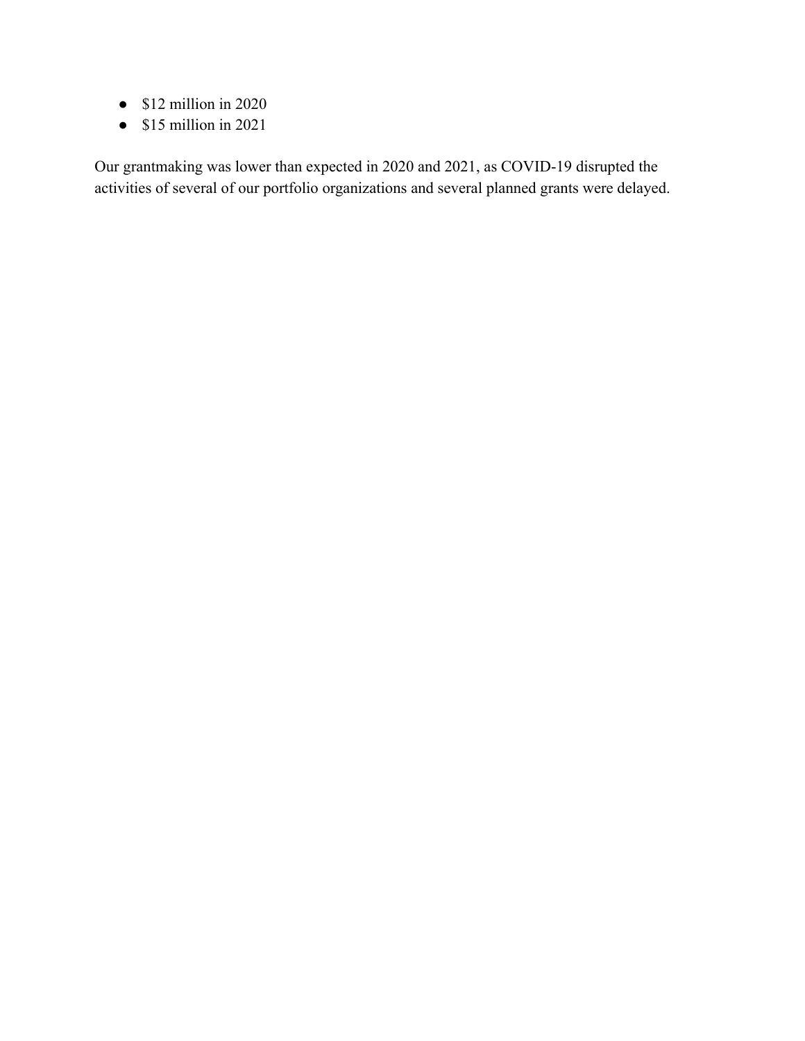- $12 million in 2020
- $15 million in 2021

Our grantmaking was lower than expected in 2020 and 2021, as COVID-19 disrupted the activities of several of our portfolio organizations and several planned grants were delayed.